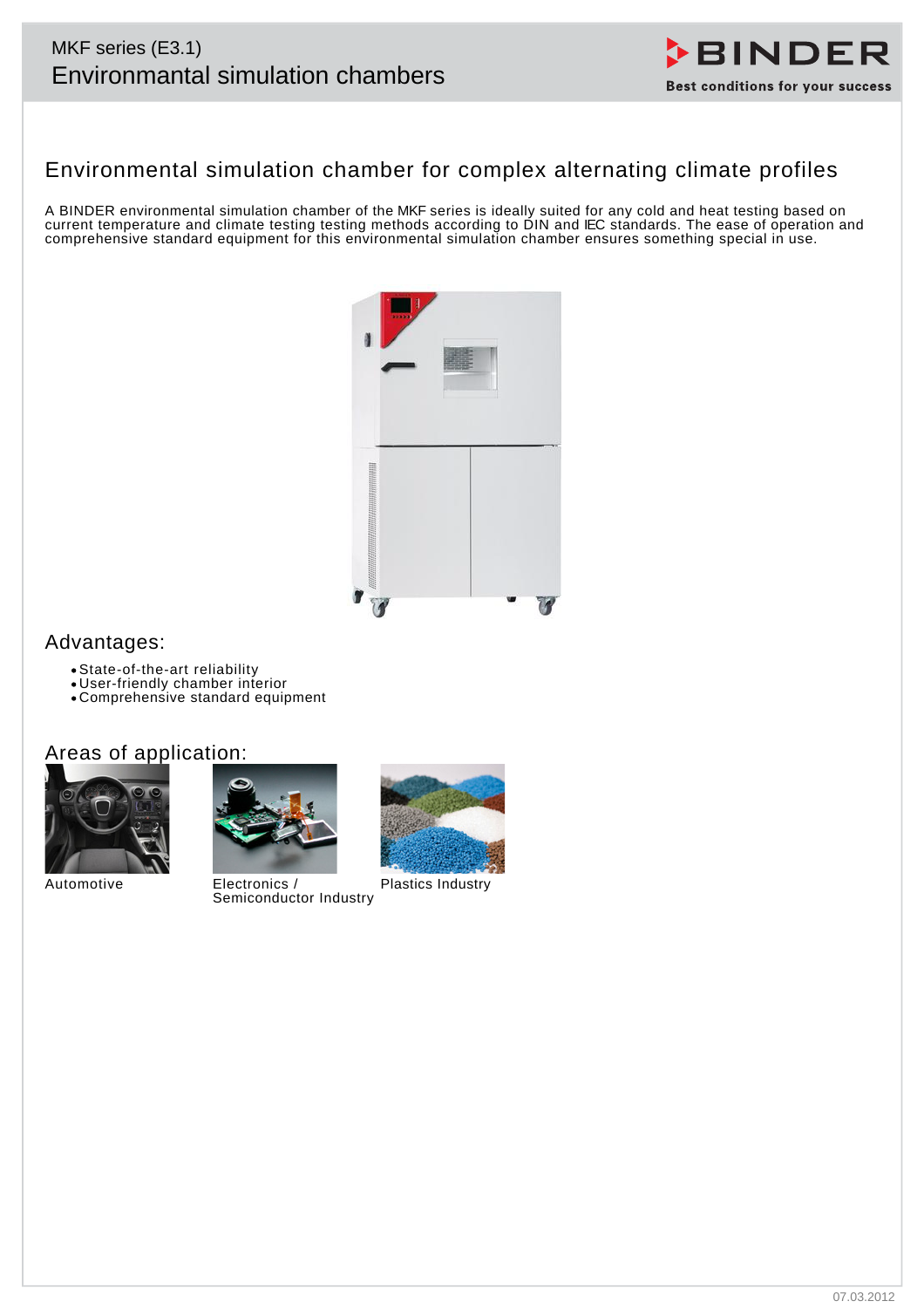# MKF series (E3.1)
# Environmantal simulation chambers

## Environmental simulation chamber for complex alternating climate profiles

A BINDER environmental simulation chamber of the MKF series is ideally suited for any cold and heat testing based on current temperature and climate testing testing methods according to DIN and IEC standards. The ease of operation and comprehensive standard equipment for this environmental simulation chamber ensures something special in use.

### Advantages:

- State-of-the-art reliability
- User-friendly chamber interior
- Comprehensive standard equipment

### Areas of application:

Automotive

Electronics / Semiconductor Industry

Plastics Industry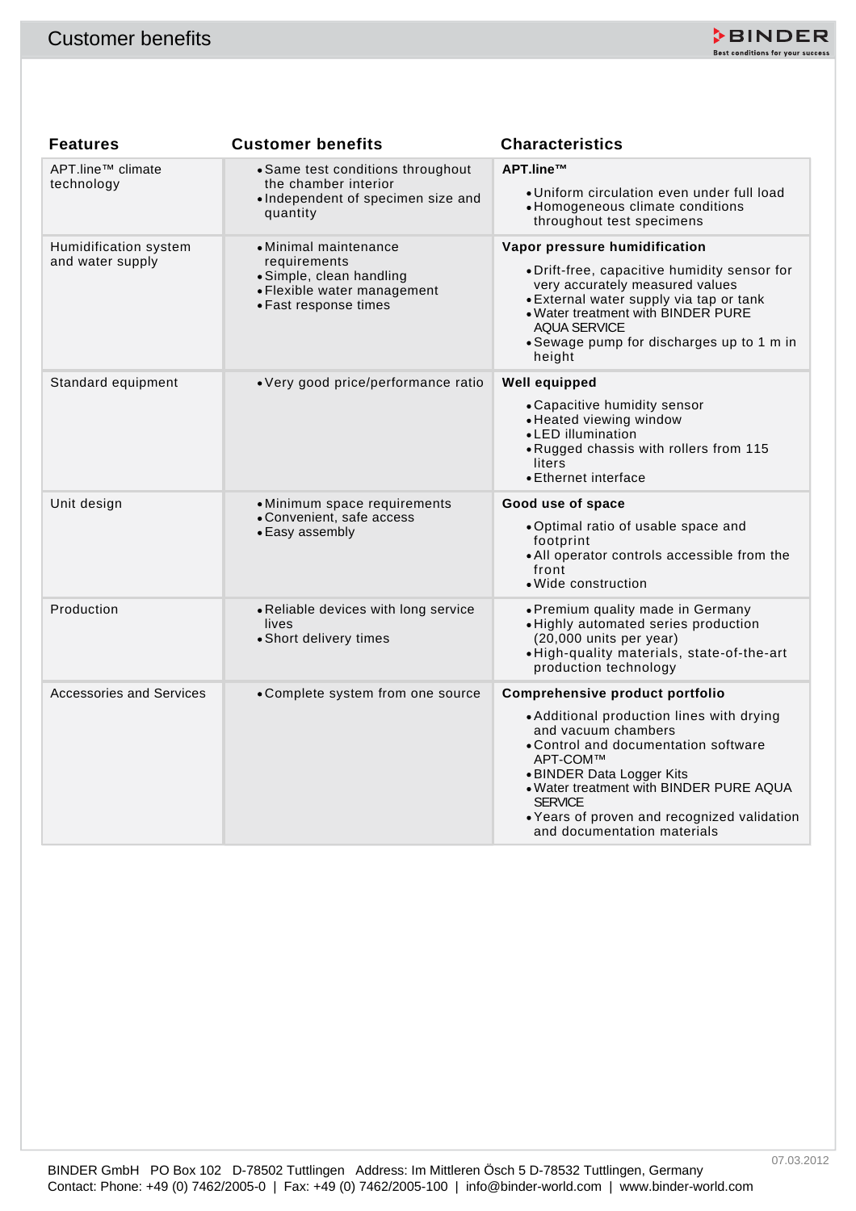# Customer benefits

| Features | Customer benefits | Characteristics |
|---|---|---|
| APT.line™ climate technology | • Same test conditions throughout the chamber interior<br>• Independent of specimen size and quantity | **APT.line™**<br>• Uniform circulation even under full load<br>• Homogeneous climate conditions throughout test specimens |
| Humidification system and water supply | • Minimal maintenance requirements<br>• Simple, clean handling<br>• Flexible water management<br>• Fast response times | **Vapor pressure humidification**<br>• Drift-free, capacitive humidity sensor for very accurately measured values<br>• External water supply via tap or tank<br>• Water treatment with BINDER PURE AQUA SERVICE<br>• Sewage pump for discharges up to 1 m in height |
| Standard equipment | • Very good price/performance ratio | **Well equipped**<br>• Capacitive humidity sensor<br>• Heated viewing window<br>• LED illumination<br>• Rugged chassis with rollers from 115 liters<br>• Ethernet interface |
| Unit design | • Minimum space requirements<br>• Convenient, safe access<br>• Easy assembly | **Good use of space**<br>• Optimal ratio of usable space and footprint<br>• All operator controls accessible from the front<br>• Wide construction |
| Production | • Reliable devices with long service lives<br>• Short delivery times | • Premium quality made in Germany<br>• Highly automated series production (20,000 units per year)<br>• High-quality materials, state-of-the-art production technology |
| Accessories and Services | • Complete system from one source | **Comprehensive product portfolio**<br>• Additional production lines with drying and vacuum chambers<br>• Control and documentation software APT-COM™<br>• BINDER Data Logger Kits<br>• Water treatment with BINDER PURE AQUA SERVICE<br>• Years of proven and recognized validation and documentation materials |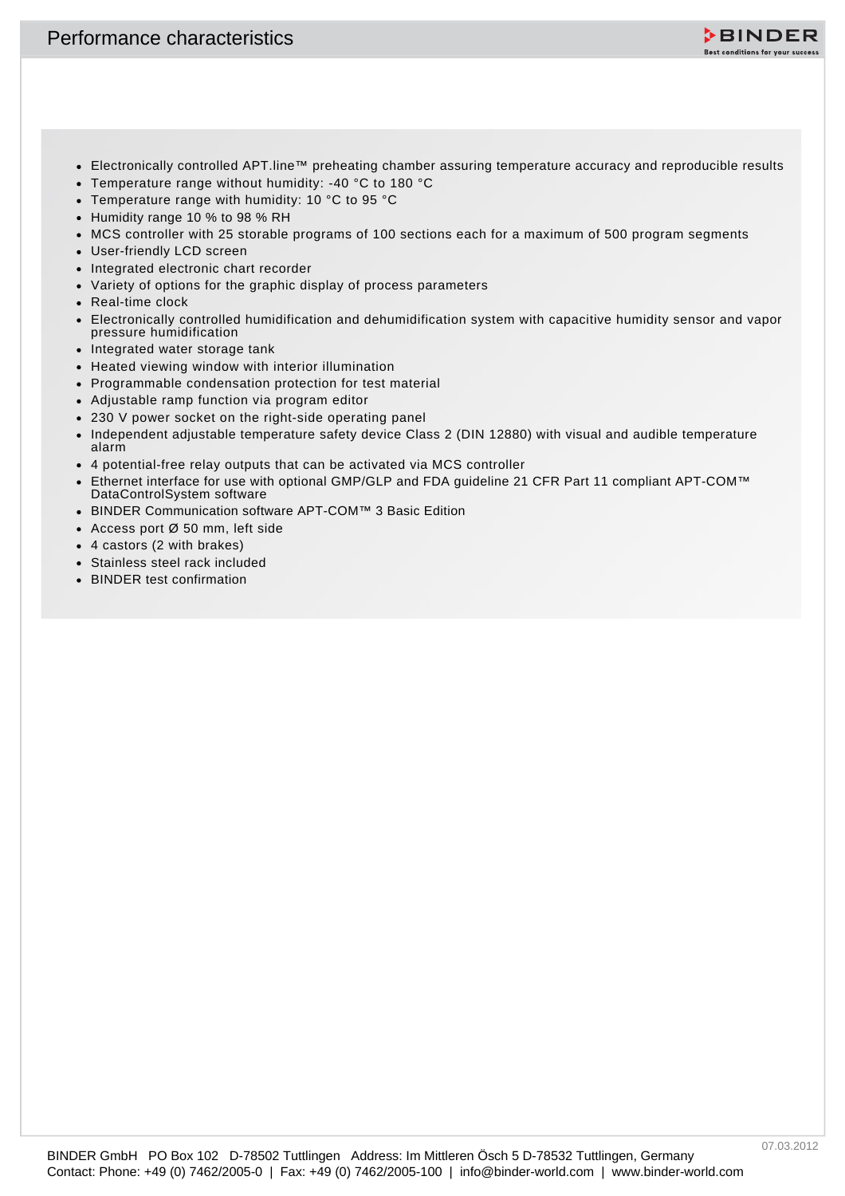# Performance characteristics

- Electronically controlled APT.line™ preheating chamber assuring temperature accuracy and reproducible results
- Temperature range without humidity: -40 °C to 180 °C
- Temperature range with humidity: 10 °C to 95 °C
- Humidity range 10 % to 98 % RH
- MCS controller with 25 storable programs of 100 sections each for a maximum of 500 program segments
- User-friendly LCD screen
- Integrated electronic chart recorder
- Variety of options for the graphic display of process parameters
- Real-time clock
- Electronically controlled humidification and dehumidification system with capacitive humidity sensor and vapor pressure humidification
- Integrated water storage tank
- Heated viewing window with interior illumination
- Programmable condensation protection for test material
- Adjustable ramp function via program editor
- 230 V power socket on the right-side operating panel
- Independent adjustable temperature safety device Class 2 (DIN 12880) with visual and audible temperature alarm
- 4 potential-free relay outputs that can be activated via MCS controller
- Ethernet interface for use with optional GMP/GLP and FDA guideline 21 CFR Part 11 compliant APT-COM™ DataControlSystem software
- BINDER Communication software APT-COM™ 3 Basic Edition
- Access port Ø 50 mm, left side
- 4 castors (2 with brakes)
- Stainless steel rack included
- BINDER test confirmation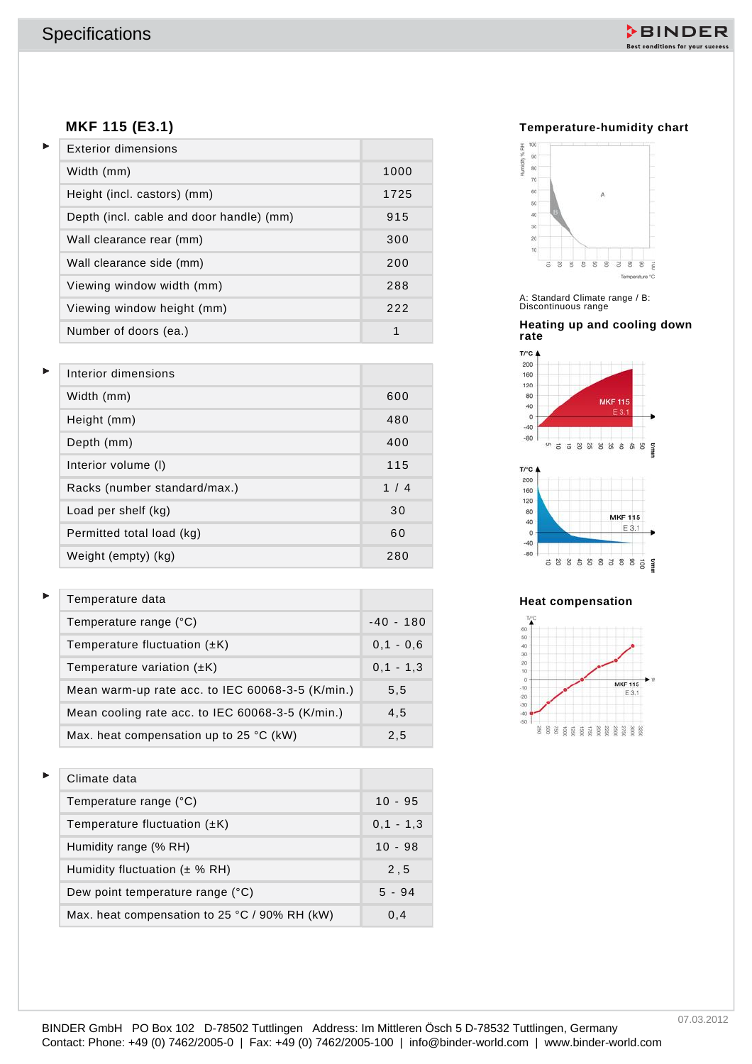# Specifications

## MKF 115 (E3.1)

| Exterior dimensions | |
|---|---|
| Width (mm) | 1000 |
| Height (incl. castors) (mm) | 1725 |
| Depth (incl. cable and door handle) (mm) | 915 |
| Wall clearance rear (mm) | 300 |
| Wall clearance side (mm) | 200 |
| Viewing window width (mm) | 288 |
| Viewing window height (mm) | 222 |
| Number of doors (ea.) | 1 |

| Interior dimensions | |
|---|---|
| Width (mm) | 600 |
| Height (mm) | 480 |
| Depth (mm) | 400 |
| Interior volume (l) | 115 |
| Racks (number standard/max.) | 1 / 4 |
| Load per shelf (kg) | 30 |
| Permitted total load (kg) | 60 |
| Weight (empty) (kg) | 280 |

| Temperature data | |
|---|---|
| Temperature range (°C) | -40 - 180 |
| Temperature fluctuation (±K) | 0,1 - 0,6 |
| Temperature variation (±K) | 0,1 - 1,3 |
| Mean warm-up rate acc. to IEC 60068-3-5 (K/min.) | 5,5 |
| Mean cooling rate acc. to IEC 60068-3-5 (K/min.) | 4,5 |
| Max. heat compensation up to 25 °C (kW) | 2,5 |

| Climate data | |
|---|---|
| Temperature range (°C) | 10 - 95 |
| Temperature fluctuation (±K) | 0,1 - 1,3 |
| Humidity range (% RH) | 10 - 98 |
| Humidity fluctuation (± % RH) | 2,5 |
| Dew point temperature range (°C) | 5 - 94 |
| Max. heat compensation to 25 °C / 90% RH (kW) | 0,4 |

### Temperature-humidity chart

A: Standard Climate range / B: Discontinuous range

### Heating up and cooling down rate

### Heat compensation

07.03.2012

BINDER GmbH PO Box 102 D-78502 Tuttlingen Address: Im Mittleren Ösch 5 D-78532 Tuttlingen, Germany
Contact: Phone: +49 (0) 7462/2005-0 | Fax: +49 (0) 7462/2005-100 | info@binder-world.com | www.binder-world.com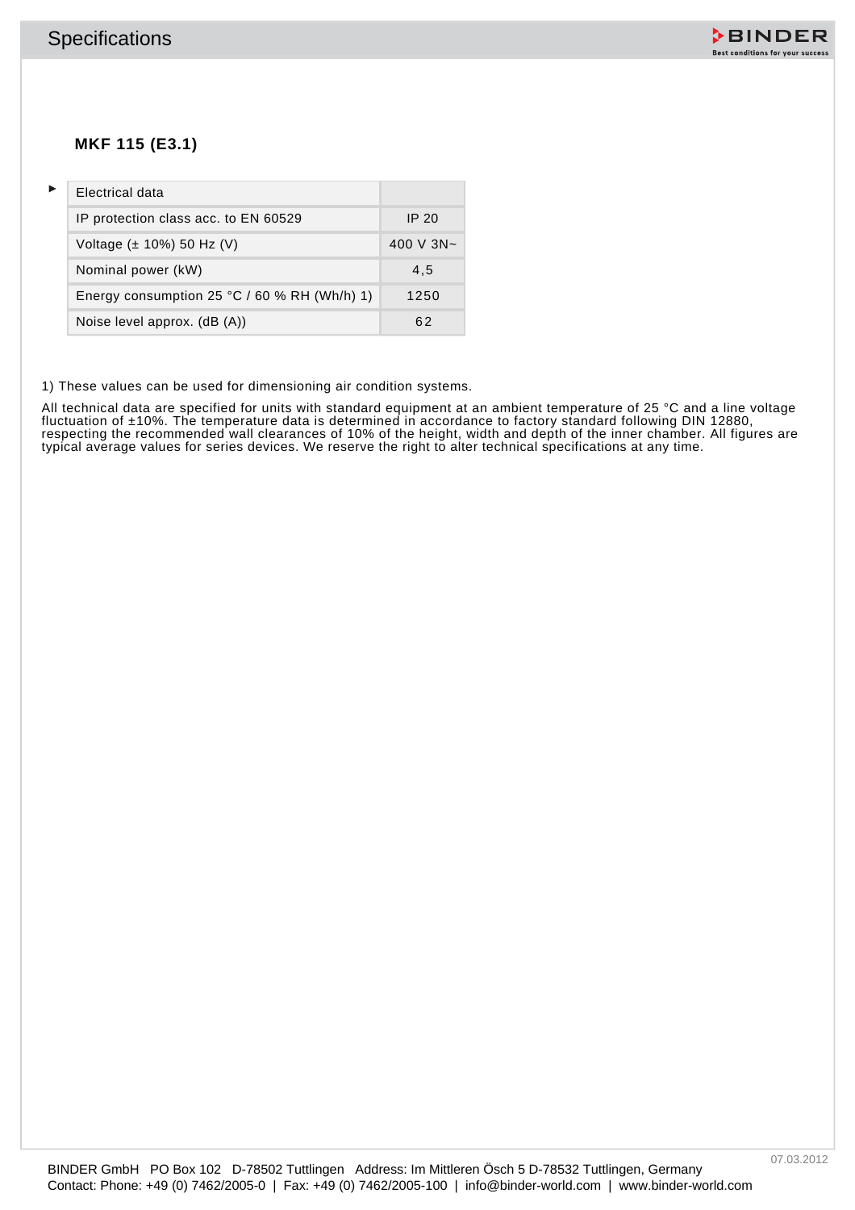## MKF 115 (E3.1)

| Electrical data | |
|---|---|
| IP protection class acc. to EN 60529 | IP 20 |
| Voltage (± 10%) 50 Hz (V) | 400 V 3N~ |
| Nominal power (kW) | 4,5 |
| Energy consumption 25 °C / 60 % RH (Wh/h) 1) | 1250 |
| Noise level approx. (dB (A)) | 62 |

1) These values can be used for dimensioning air condition systems.

All technical data are specified for units with standard equipment at an ambient temperature of 25 °C and a line voltage fluctuation of ±10%. The temperature data is determined in accordance to factory standard following DIN 12880, respecting the recommended wall clearances of 10% of the height, width and depth of the inner chamber. All figures are typical average values for series devices. We reserve the right to alter technical specifications at any time.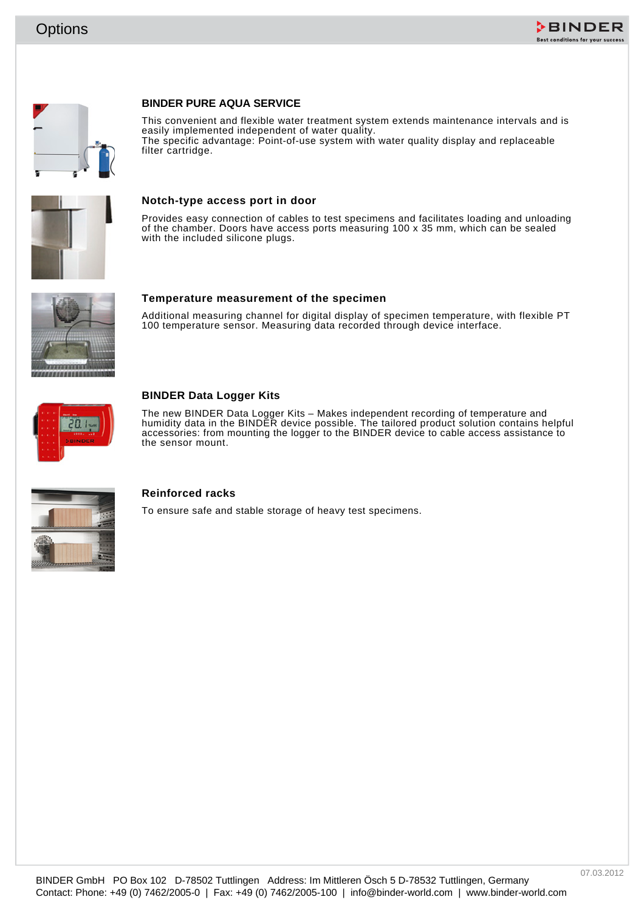# Options

## BINDER PURE AQUA SERVICE

This convenient and flexible water treatment system extends maintenance intervals and is easily implemented independent of water quality.
The specific advantage: Point-of-use system with water quality display and replaceable filter cartridge.

## Notch-type access port in door

Provides easy connection of cables to test specimens and facilitates loading and unloading of the chamber. Doors have access ports measuring 100 x 35 mm, which can be sealed with the included silicone plugs.

## Temperature measurement of the specimen

Additional measuring channel for digital display of specimen temperature, with flexible PT 100 temperature sensor. Measuring data recorded through device interface.

## BINDER Data Logger Kits

The new BINDER Data Logger Kits – Makes independent recording of temperature and humidity data in the BINDER device possible. The tailored product solution contains helpful accessories: from mounting the logger to the BINDER device to cable access assistance to the sensor mount.

## Reinforced racks

To ensure safe and stable storage of heavy test specimens.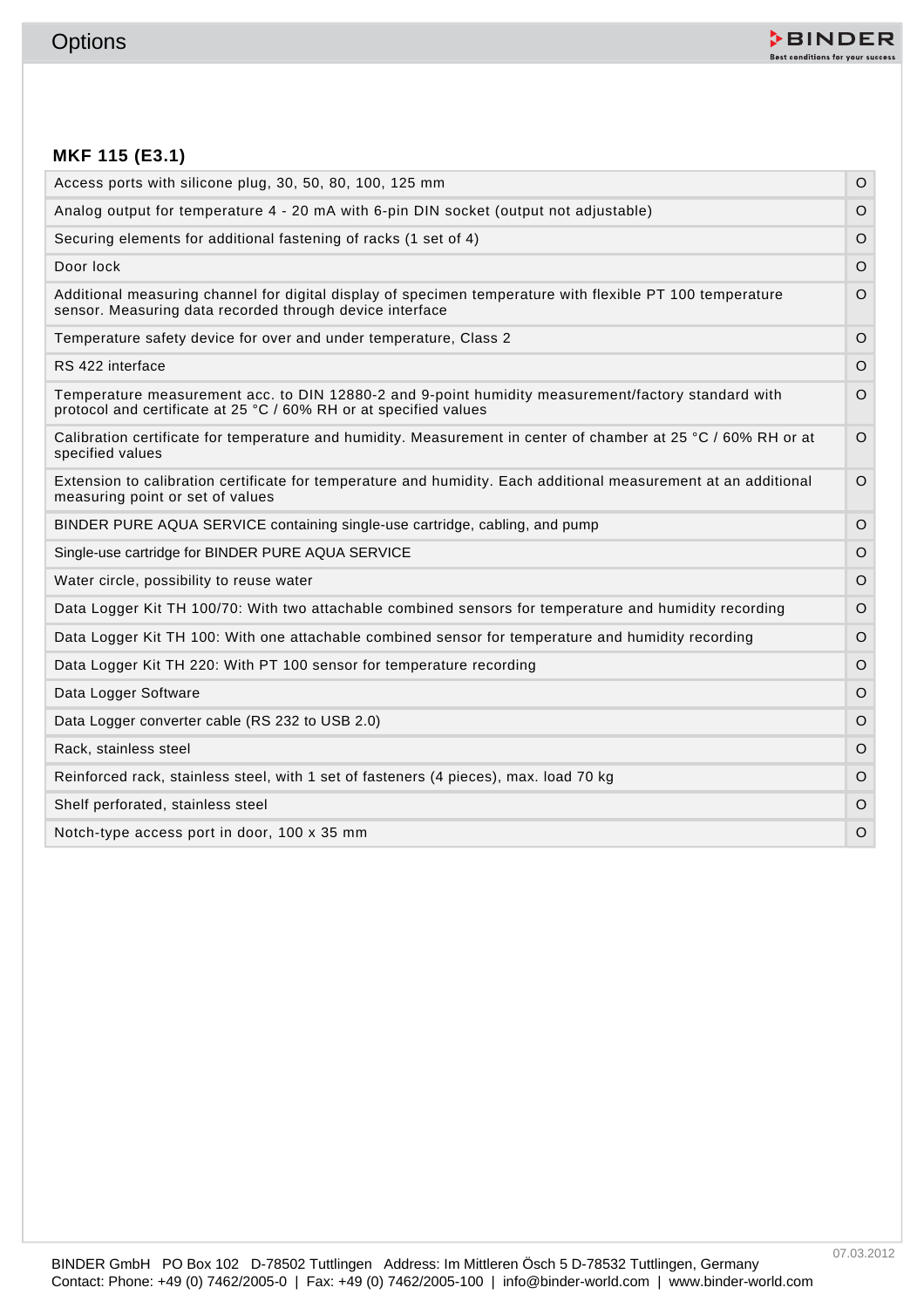# Options

### MKF 115 (E3.1)

| | |
|---|---|
| Access ports with silicone plug, 30, 50, 80, 100, 125 mm | O |
| Analog output for temperature 4 - 20 mA with 6-pin DIN socket (output not adjustable) | O |
| Securing elements for additional fastening of racks (1 set of 4) | O |
| Door lock | O |
| Additional measuring channel for digital display of specimen temperature with flexible PT 100 temperature sensor. Measuring data recorded through device interface | O |
| Temperature safety device for over and under temperature, Class 2 | O |
| RS 422 interface | O |
| Temperature measurement acc. to DIN 12880-2 and 9-point humidity measurement/factory standard with protocol and certificate at 25 °C / 60% RH or at specified values | O |
| Calibration certificate for temperature and humidity. Measurement in center of chamber at 25 °C / 60% RH or at specified values | O |
| Extension to calibration certificate for temperature and humidity. Each additional measurement at an additional measuring point or set of values | O |
| BINDER PURE AQUA SERVICE containing single-use cartridge, cabling, and pump | O |
| Single-use cartridge for BINDER PURE AQUA SERVICE | O |
| Water circle, possibility to reuse water | O |
| Data Logger Kit TH 100/70: With two attachable combined sensors for temperature and humidity recording | O |
| Data Logger Kit TH 100: With one attachable combined sensor for temperature and humidity recording | O |
| Data Logger Kit TH 220: With PT 100 sensor for temperature recording | O |
| Data Logger Software | O |
| Data Logger converter cable (RS 232 to USB 2.0) | O |
| Rack, stainless steel | O |
| Reinforced rack, stainless steel, with 1 set of fasteners (4 pieces), max. load 70 kg | O |
| Shelf perforated, stainless steel | O |
| Notch-type access port in door, 100 x 35 mm | O |